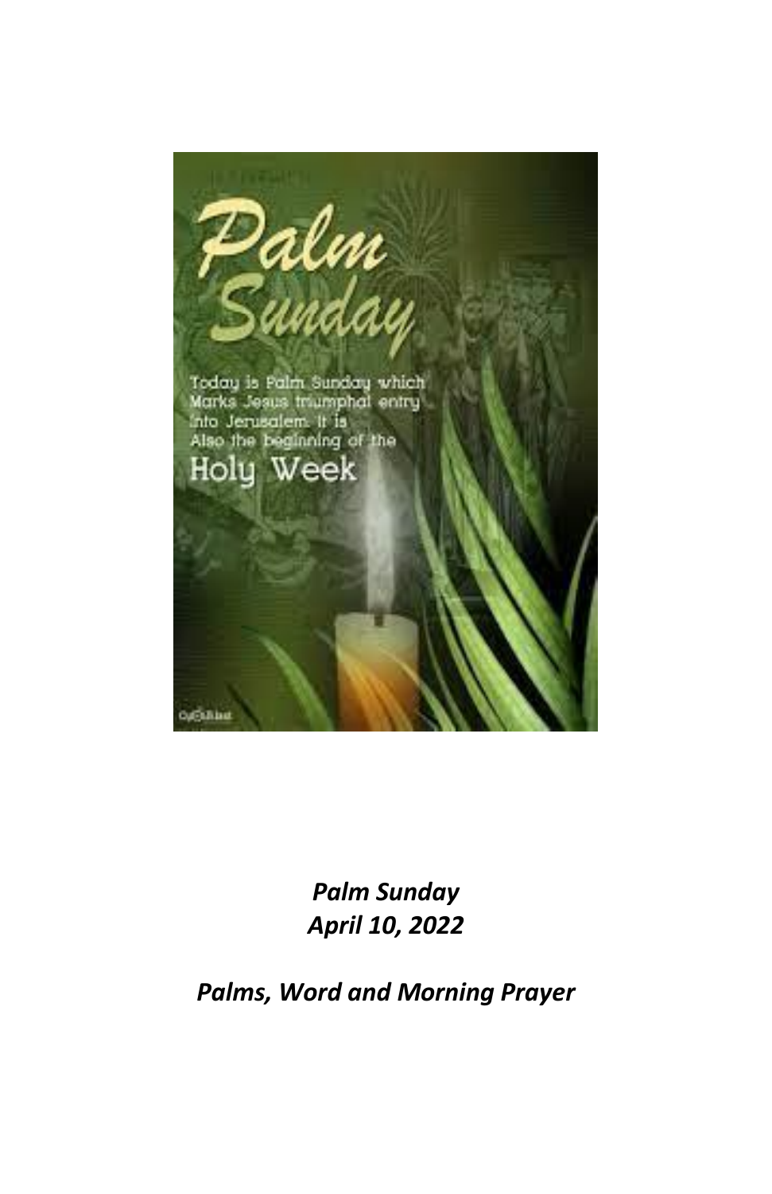*Palm Sunday*
*April 10, 2022*

*Palms, Word and Morning Prayer*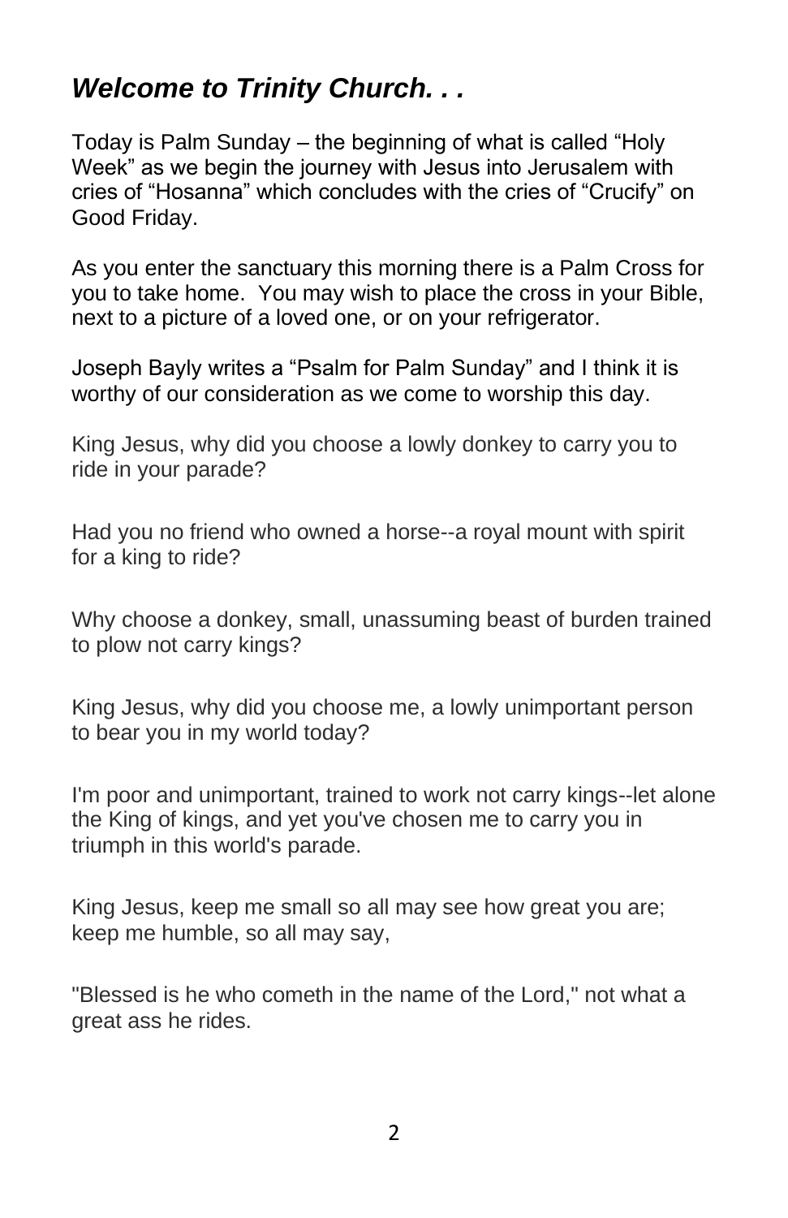## *Welcome to Trinity Church. . .*

Today is Palm Sunday – the beginning of what is called "Holy Week" as we begin the journey with Jesus into Jerusalem with cries of "Hosanna" which concludes with the cries of "Crucify" on Good Friday.

As you enter the sanctuary this morning there is a Palm Cross for you to take home. You may wish to place the cross in your Bible, next to a picture of a loved one, or on your refrigerator.

Joseph Bayly writes a "Psalm for Palm Sunday" and I think it is worthy of our consideration as we come to worship this day.

King Jesus, why did you choose a lowly donkey to carry you to ride in your parade?

Had you no friend who owned a horse--a royal mount with spirit for a king to ride?

Why choose a donkey, small, unassuming beast of burden trained to plow not carry kings?

King Jesus, why did you choose me, a lowly unimportant person to bear you in my world today?

I'm poor and unimportant, trained to work not carry kings--let alone the King of kings, and yet you've chosen me to carry you in triumph in this world's parade.

King Jesus, keep me small so all may see how great you are; keep me humble, so all may say,

"Blessed is he who cometh in the name of the Lord," not what a great ass he rides.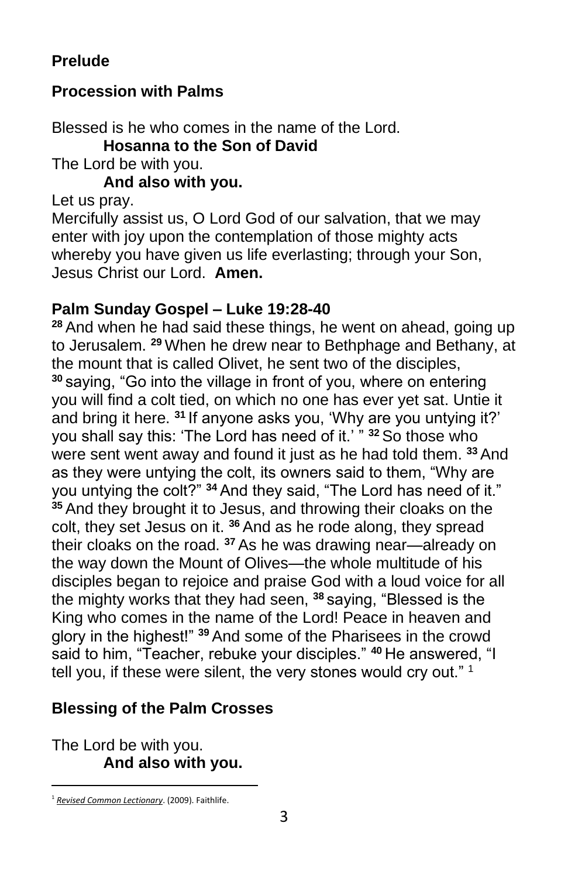**Prelude**

**Procession with Palms**

Blessed is he who comes in the name of the Lord.

**Hosanna to the Son of David**

The Lord be with you.

**And also with you.**

Let us pray.

Mercifully assist us, O Lord God of our salvation, that we may enter with joy upon the contemplation of those mighty acts whereby you have given us life everlasting; through your Son, Jesus Christ our Lord. **Amen.**

**Palm Sunday Gospel – Luke 19:28-40**

**28** And when he had said these things, he went on ahead, going up to Jerusalem. **29** When he drew near to Bethphage and Bethany, at the mount that is called Olivet, he sent two of the disciples, **30** saying, "Go into the village in front of you, where on entering you will find a colt tied, on which no one has ever yet sat. Untie it and bring it here. **31** If anyone asks you, 'Why are you untying it?' you shall say this: 'The Lord has need of it.' " **32** So those who were sent went away and found it just as he had told them. **33** And as they were untying the colt, its owners said to them, "Why are you untying the colt?" **34** And they said, "The Lord has need of it." **35** And they brought it to Jesus, and throwing their cloaks on the colt, they set Jesus on it. **36** And as he rode along, they spread their cloaks on the road. **37** As he was drawing near—already on the way down the Mount of Olives—the whole multitude of his disciples began to rejoice and praise God with a loud voice for all the mighty works that they had seen, **38** saying, "Blessed is the King who comes in the name of the Lord! Peace in heaven and glory in the highest!" **39** And some of the Pharisees in the crowd said to him, "Teacher, rebuke your disciples." **40** He answered, "I tell you, if these were silent, the very stones would cry out." [1]

**Blessing of the Palm Crosses**

The Lord be with you.

**And also with you.**

---

[1] *Revised Common Lectionary*. (2009). Faithlife.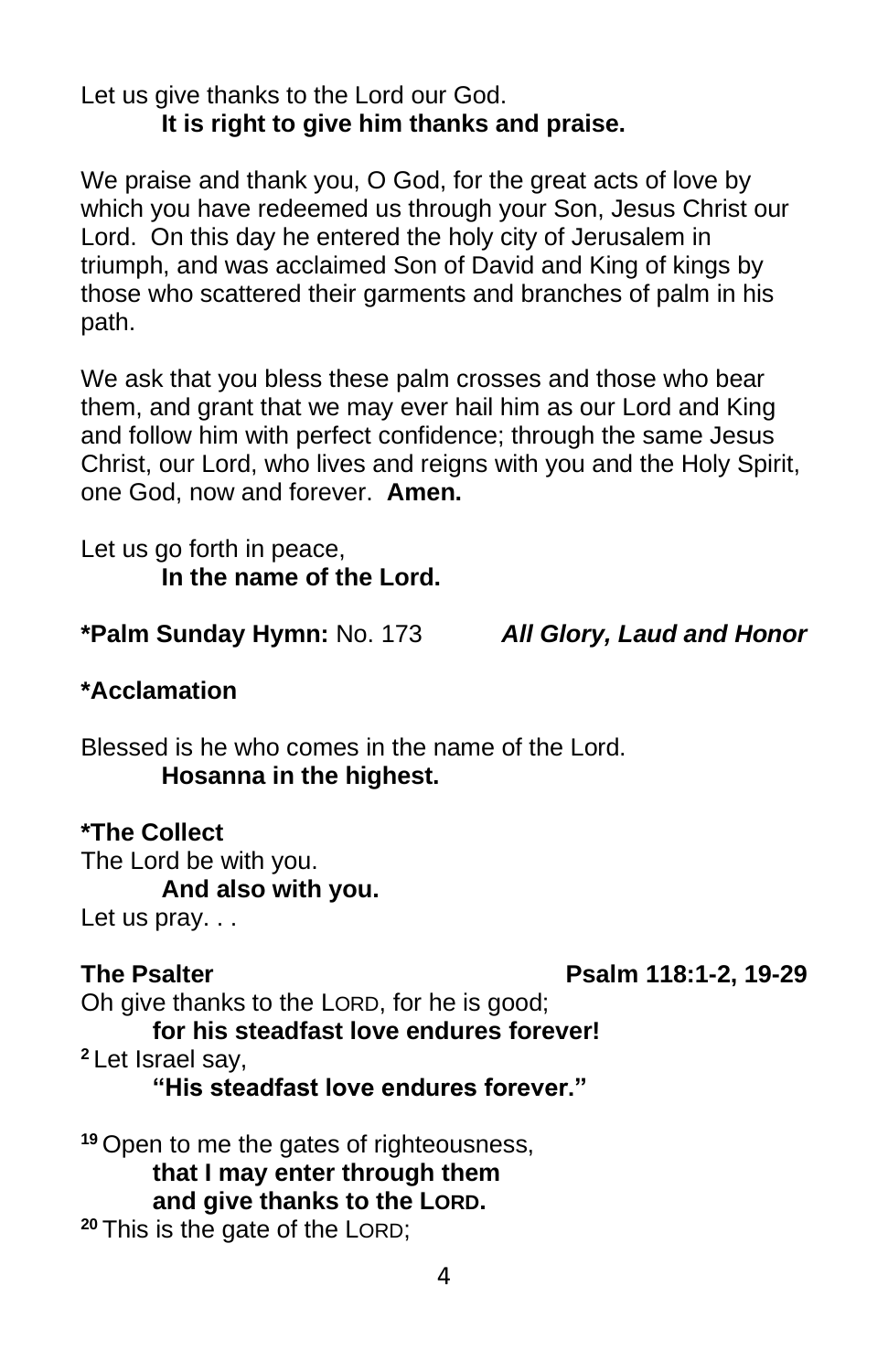Let us give thanks to the Lord our God.
**It is right to give him thanks and praise.**

We praise and thank you, O God, for the great acts of love by which you have redeemed us through your Son, Jesus Christ our Lord. On this day he entered the holy city of Jerusalem in triumph, and was acclaimed Son of David and King of kings by those who scattered their garments and branches of palm in his path.

We ask that you bless these palm crosses and those who bear them, and grant that we may ever hail him as our Lord and King and follow him with perfect confidence; through the same Jesus Christ, our Lord, who lives and reigns with you and the Holy Spirit, one God, now and forever. **Amen.**

Let us go forth in peace,
**In the name of the Lord.**

**\*Palm Sunday Hymn:** No. 173 ***All Glory, Laud and Honor***

**\*Acclamation**

Blessed is he who comes in the name of the Lord.
**Hosanna in the highest.**

**\*The Collect**
The Lord be with you.
**And also with you.**
Let us pray. . .

**The Psalter** **Psalm 118:1-2, 19-29**
Oh give thanks to the LORD, for he is good;
**for his steadfast love endures forever!**
[2] Let Israel say,
**"His steadfast love endures forever."**

[19] Open to me the gates of righteousness,
**that I may enter through them**
**and give thanks to the LORD.**
[20] This is the gate of the LORD;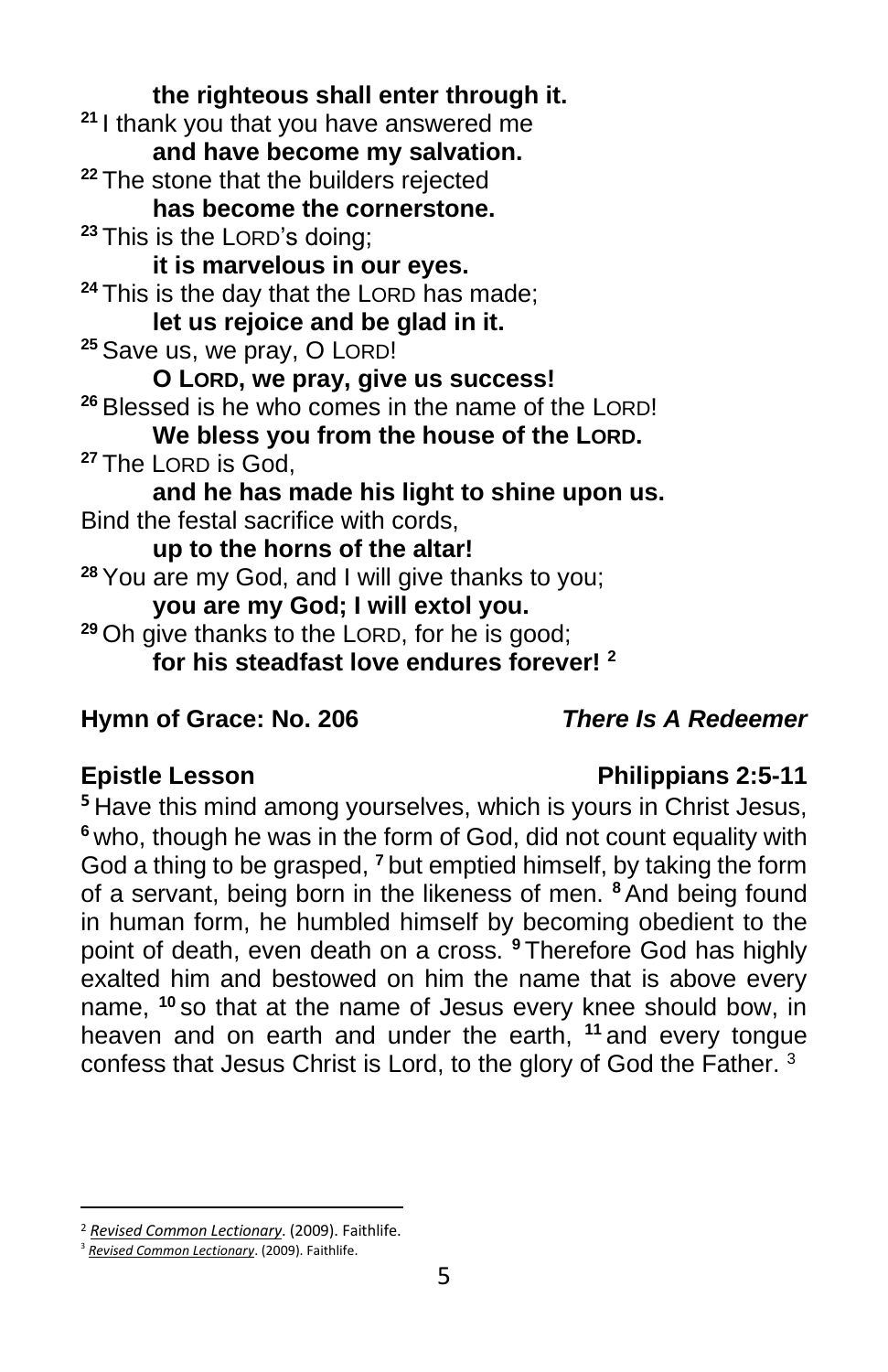**the righteous shall enter through it.**

[21] I thank you that you have answered me

**and have become my salvation.**

[22] The stone that the builders rejected

**has become the cornerstone.**

[23] This is the LORD's doing;

**it is marvelous in our eyes.**

[24] This is the day that the LORD has made;

**let us rejoice and be glad in it.**

[25] Save us, we pray, O LORD!

**O LORD, we pray, give us success!**

[26] Blessed is he who comes in the name of the LORD!

**We bless you from the house of the LORD.**

[27] The LORD is God,

**and he has made his light to shine upon us.**

Bind the festal sacrifice with cords,

**up to the horns of the altar!**

[28] You are my God, and I will give thanks to you;

**you are my God; I will extol you.**

[29] Oh give thanks to the LORD, for he is good;

**for his steadfast love endures forever!** [2]

**Hymn of Grace: No. 206** ***There Is A Redeemer***

**Epistle Lesson** **Philippians 2:5-11**

[5] Have this mind among yourselves, which is yours in Christ Jesus, [6] who, though he was in the form of God, did not count equality with God a thing to be grasped, [7] but emptied himself, by taking the form of a servant, being born in the likeness of men. [8] And being found in human form, he humbled himself by becoming obedient to the point of death, even death on a cross. [9] Therefore God has highly exalted him and bestowed on him the name that is above every name, [10] so that at the name of Jesus every knee should bow, in heaven and on earth and under the earth, [11] and every tongue confess that Jesus Christ is Lord, to the glory of God the Father. [3]

---

[2] *Revised Common Lectionary*. (2009). Faithlife.

[3] *Revised Common Lectionary*. (2009). Faithlife.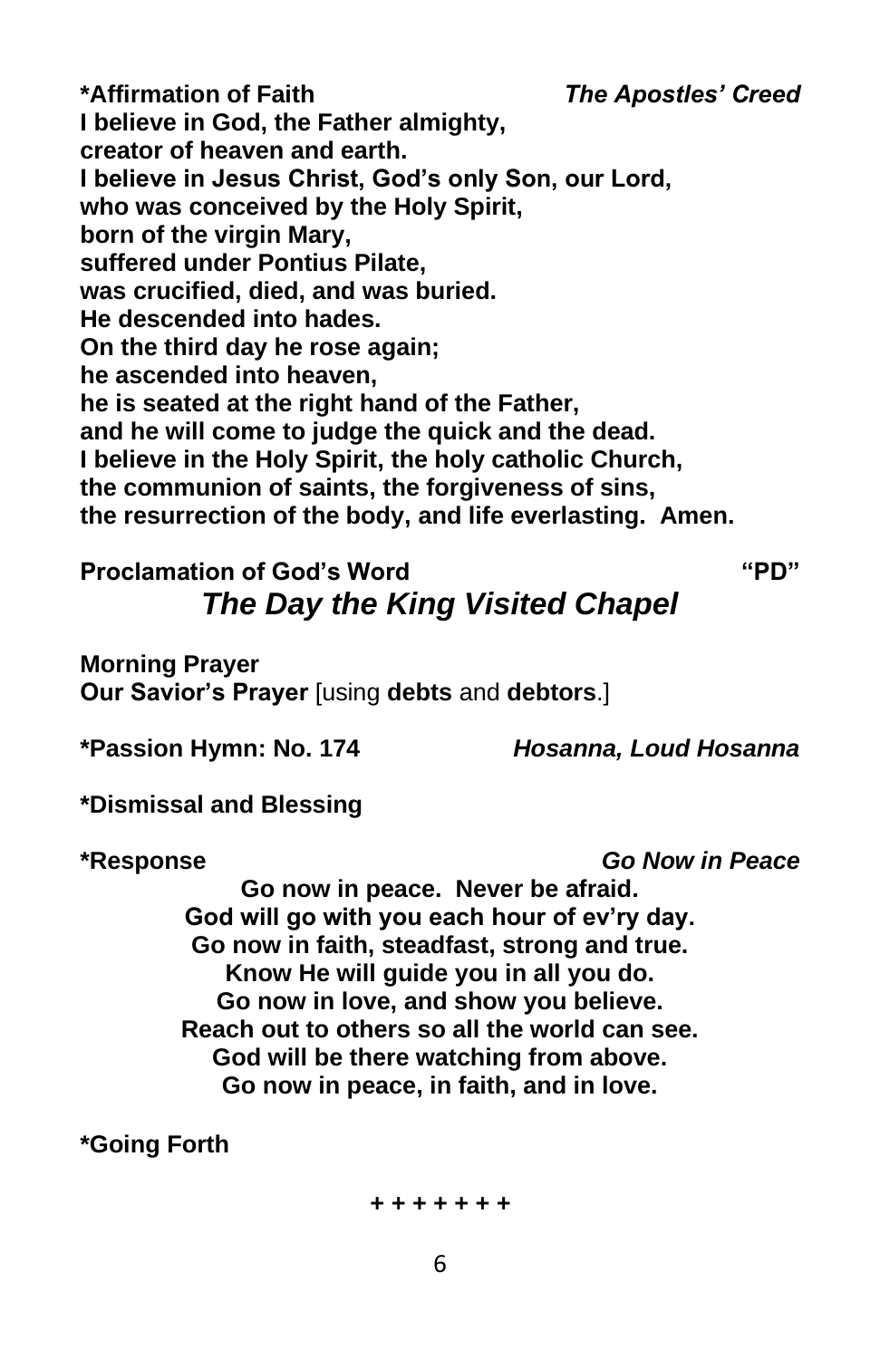**\*Affirmation of Faith** ***The Apostles' Creed***

**I believe in God, the Father almighty,**
**creator of heaven and earth.**
**I believe in Jesus Christ, God's only Son, our Lord,**
**who was conceived by the Holy Spirit,**
**born of the virgin Mary,**
**suffered under Pontius Pilate,**
**was crucified, died, and was buried.**
**He descended into hades.**
**On the third day he rose again;**
**he ascended into heaven,**
**he is seated at the right hand of the Father,**
**and he will come to judge the quick and the dead.**
**I believe in the Holy Spirit, the holy catholic Church,**
**the communion of saints, the forgiveness of sins,**
**the resurrection of the body, and life everlasting. Amen.**

**Proclamation of God's Word** **"PD"**

***The Day the King Visited Chapel***

**Morning Prayer**
**Our Savior's Prayer** [using **debts** and **debtors**.]

**\*Passion Hymn: No. 174** ***Hosanna, Loud Hosanna***

**\*Dismissal and Blessing**

**\*Response** ***Go Now in Peace***

**Go now in peace. Never be afraid.**
**God will go with you each hour of ev'ry day.**
**Go now in faith, steadfast, strong and true.**
**Know He will guide you in all you do.**
**Go now in love, and show you believe.**
**Reach out to others so all the world can see.**
**God will be there watching from above.**
**Go now in peace, in faith, and in love.**

**\*Going Forth**

+ + + + + + +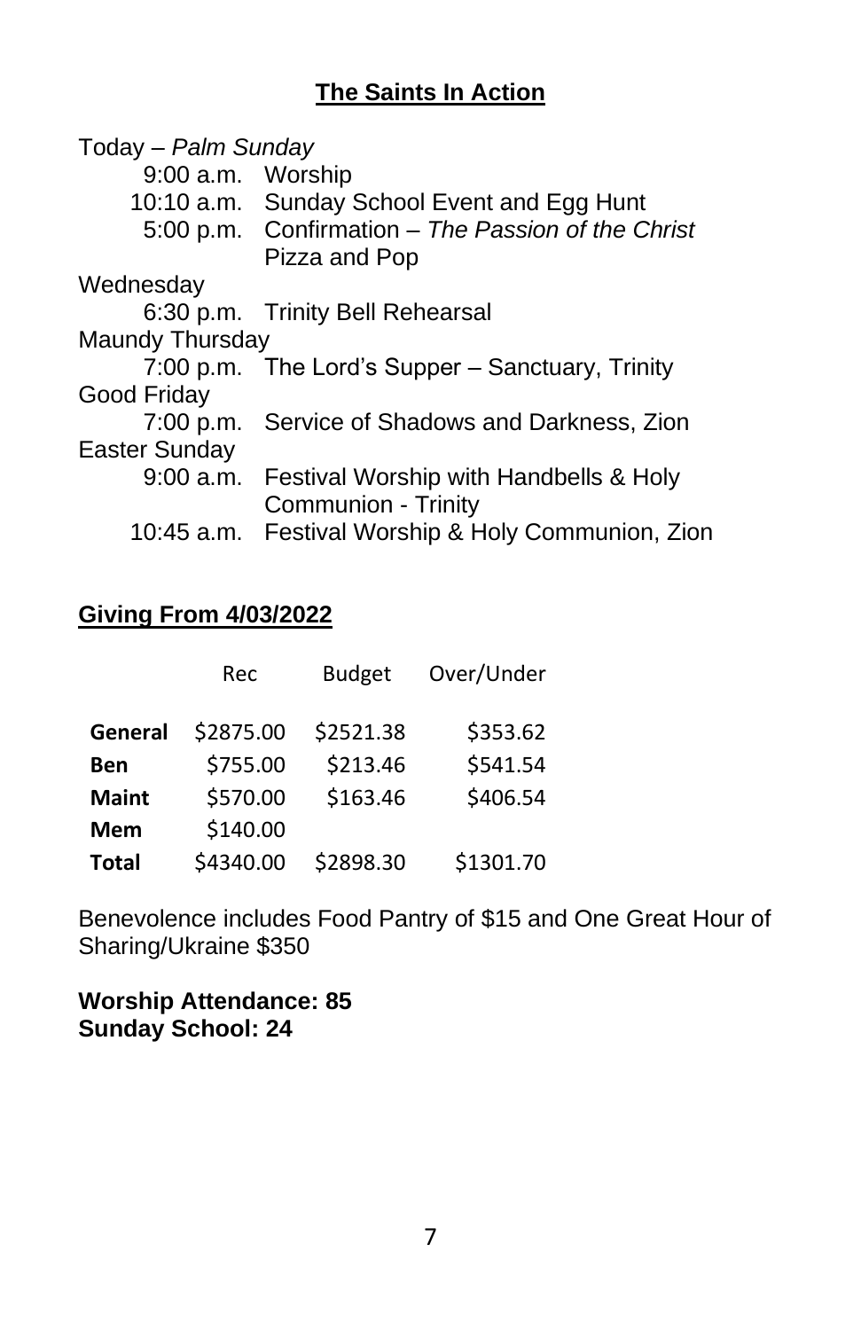## The Saints In Action

Today – *Palm Sunday*

- 9:00 a.m. Worship
- 10:10 a.m. Sunday School Event and Egg Hunt
- 5:00 p.m. Confirmation – *The Passion of the Christ* Pizza and Pop

Wednesday

- 6:30 p.m. Trinity Bell Rehearsal

Maundy Thursday

- 7:00 p.m. The Lord's Supper – Sanctuary, Trinity

Good Friday

- 7:00 p.m. Service of Shadows and Darkness, Zion

Easter Sunday

- 9:00 a.m. Festival Worship with Handbells & Holy Communion - Trinity
- 10:45 a.m. Festival Worship & Holy Communion, Zion

## Giving From 4/03/2022

| | Rec | Budget | Over/Under |
|---|---|---|---|
| **General** | $2875.00 | $2521.38 | $353.62 |
| **Ben** | $755.00 | $213.46 | $541.54 |
| **Maint** | $570.00 | $163.46 | $406.54 |
| **Mem** | $140.00 | | |
| **Total** | $4340.00 | $2898.30 | $1301.70 |

Benevolence includes Food Pantry of $15 and One Great Hour of Sharing/Ukraine $350

**Worship Attendance: 85**
**Sunday School: 24**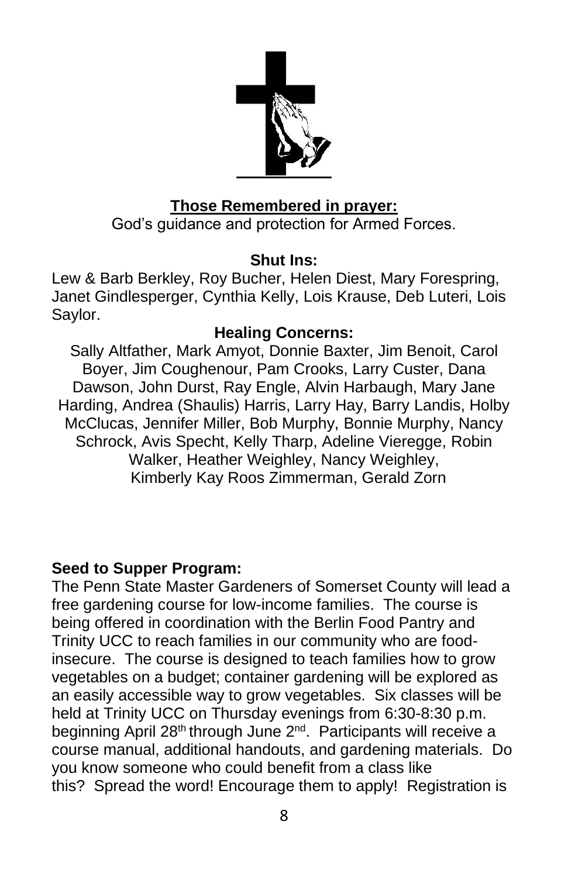**Those Remembered in prayer:**

God's guidance and protection for Armed Forces.

**Shut Ins:**

Lew & Barb Berkley, Roy Bucher, Helen Diest, Mary Forespring, Janet Gindlesperger, Cynthia Kelly, Lois Krause, Deb Luteri, Lois Saylor.

**Healing Concerns:**

Sally Altfather, Mark Amyot, Donnie Baxter, Jim Benoit, Carol Boyer, Jim Coughenour, Pam Crooks, Larry Custer, Dana Dawson, John Durst, Ray Engle, Alvin Harbaugh, Mary Jane Harding, Andrea (Shaulis) Harris, Larry Hay, Barry Landis, Holby McClucas, Jennifer Miller, Bob Murphy, Bonnie Murphy, Nancy Schrock, Avis Specht, Kelly Tharp, Adeline Vieregge, Robin Walker, Heather Weighley, Nancy Weighley, Kimberly Kay Roos Zimmerman, Gerald Zorn

**Seed to Supper Program:**

The Penn State Master Gardeners of Somerset County will lead a free gardening course for low-income families. The course is being offered in coordination with the Berlin Food Pantry and Trinity UCC to reach families in our community who are food-insecure. The course is designed to teach families how to grow vegetables on a budget; container gardening will be explored as an easily accessible way to grow vegetables. Six classes will be held at Trinity UCC on Thursday evenings from 6:30-8:30 p.m. beginning April 28th through June 2nd. Participants will receive a course manual, additional handouts, and gardening materials. Do you know someone who could benefit from a class like this? Spread the word! Encourage them to apply! Registration is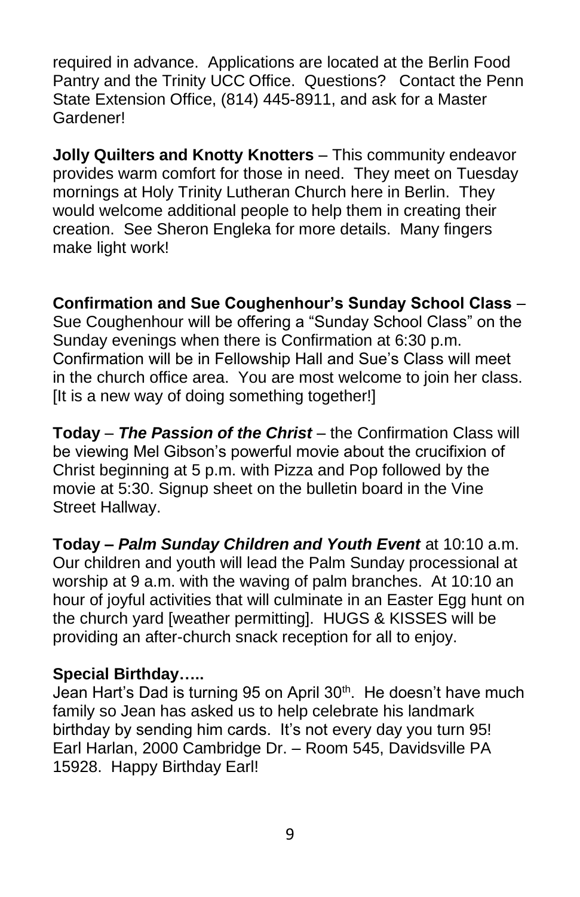required in advance. Applications are located at the Berlin Food Pantry and the Trinity UCC Office. Questions? Contact the Penn State Extension Office, (814) 445-8911, and ask for a Master Gardener!

**Jolly Quilters and Knotty Knotters** – This community endeavor provides warm comfort for those in need. They meet on Tuesday mornings at Holy Trinity Lutheran Church here in Berlin. They would welcome additional people to help them in creating their creation. See Sheron Engleka for more details. Many fingers make light work!

**Confirmation and Sue Coughenhour's Sunday School Class** – Sue Coughenhour will be offering a "Sunday School Class" on the Sunday evenings when there is Confirmation at 6:30 p.m. Confirmation will be in Fellowship Hall and Sue's Class will meet in the church office area. You are most welcome to join her class. [It is a new way of doing something together!]

**Today** – ***The Passion of the Christ*** – the Confirmation Class will be viewing Mel Gibson's powerful movie about the crucifixion of Christ beginning at 5 p.m. with Pizza and Pop followed by the movie at 5:30. Signup sheet on the bulletin board in the Vine Street Hallway.

**Today – *Palm Sunday Children and Youth Event*** at 10:10 a.m. Our children and youth will lead the Palm Sunday processional at worship at 9 a.m. with the waving of palm branches. At 10:10 an hour of joyful activities that will culminate in an Easter Egg hunt on the church yard [weather permitting]. HUGS & KISSES will be providing an after-church snack reception for all to enjoy.

**Special Birthday…..**

Jean Hart's Dad is turning 95 on April 30th. He doesn't have much family so Jean has asked us to help celebrate his landmark birthday by sending him cards. It's not every day you turn 95! Earl Harlan, 2000 Cambridge Dr. – Room 545, Davidsville PA 15928. Happy Birthday Earl!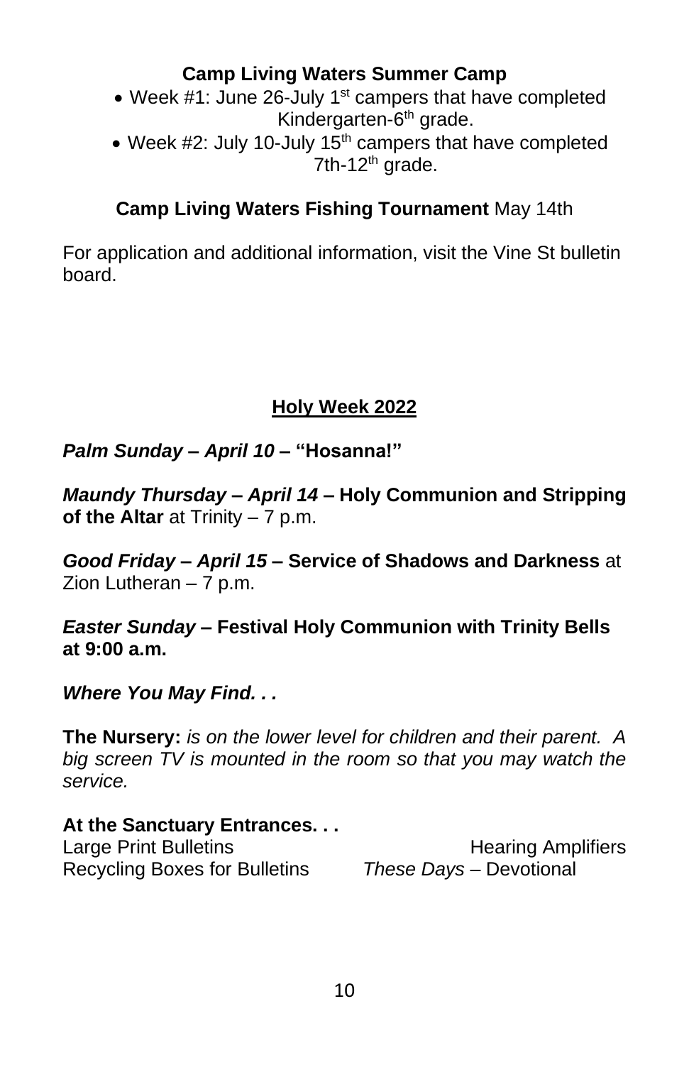**Camp Living Waters Summer Camp**

- Week #1: June 26-July 1st campers that have completed Kindergarten-6th grade.
- Week #2: July 10-July 15th campers that have completed 7th-12th grade.

**Camp Living Waters Fishing Tournament** May 14th

For application and additional information, visit the Vine St bulletin board.

## Holy Week 2022

***Palm Sunday – April 10* – "Hosanna!"**

***Maundy Thursday – April 14* – Holy Communion and Stripping of the Altar** at Trinity – 7 p.m.

***Good Friday – April 15* – Service of Shadows and Darkness** at Zion Lutheran – 7 p.m.

***Easter Sunday* – Festival Holy Communion with Trinity Bells at 9:00 a.m.**

***Where You May Find. . .***

**The Nursery:** *is on the lower level for children and their parent. A big screen TV is mounted in the room so that you may watch the service.*

**At the Sanctuary Entrances. . .**

Large Print Bulletins
Hearing Amplifiers
Recycling Boxes for Bulletins
*These Days* – Devotional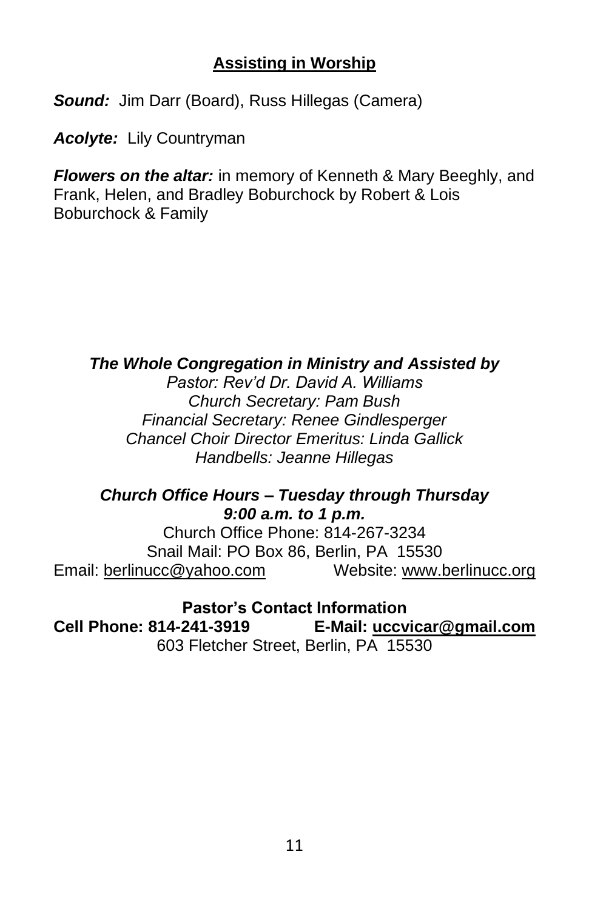## Assisting in Worship

***Sound:*** Jim Darr (Board), Russ Hillegas (Camera)

***Acolyte:*** Lily Countryman

***Flowers on the altar:*** in memory of Kenneth & Mary Beeghly, and Frank, Helen, and Bradley Boburchock by Robert & Lois Boburchock & Family

***The Whole Congregation in Ministry and Assisted by***

*Pastor: Rev'd Dr. David A. Williams*
*Church Secretary: Pam Bush*
*Financial Secretary: Renee Gindlesperger*
*Chancel Choir Director Emeritus: Linda Gallick*
*Handbells: Jeanne Hillegas*

***Church Office Hours – Tuesday through Thursday***
***9:00 a.m. to 1 p.m.***

Church Office Phone: 814-267-3234
Snail Mail: PO Box 86, Berlin, PA 15530
Email: berlinucc@yahoo.com Website: www.berlinucc.org

**Pastor's Contact Information**
**Cell Phone: 814-241-3919 E-Mail: uccvicar@gmail.com**
603 Fletcher Street, Berlin, PA 15530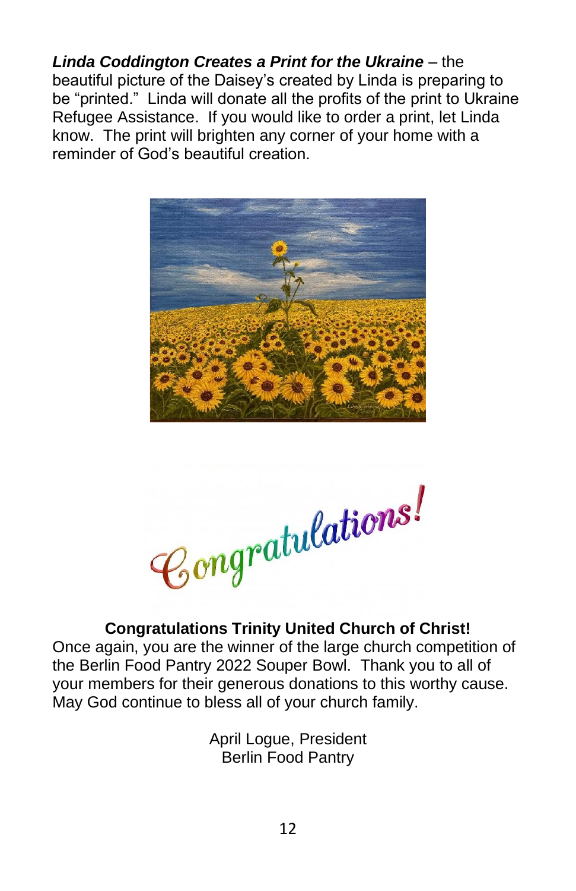***Linda Coddington Creates a Print for the Ukraine*** – the beautiful picture of the Daisey's created by Linda is preparing to be "printed." Linda will donate all the profits of the print to Ukraine Refugee Assistance. If you would like to order a print, let Linda know. The print will brighten any corner of your home with a reminder of God's beautiful creation.

Congratulations!

**Congratulations Trinity United Church of Christ!**

Once again, you are the winner of the large church competition of the Berlin Food Pantry 2022 Souper Bowl. Thank you to all of your members for their generous donations to this worthy cause. May God continue to bless all of your church family.

April Logue, President
Berlin Food Pantry